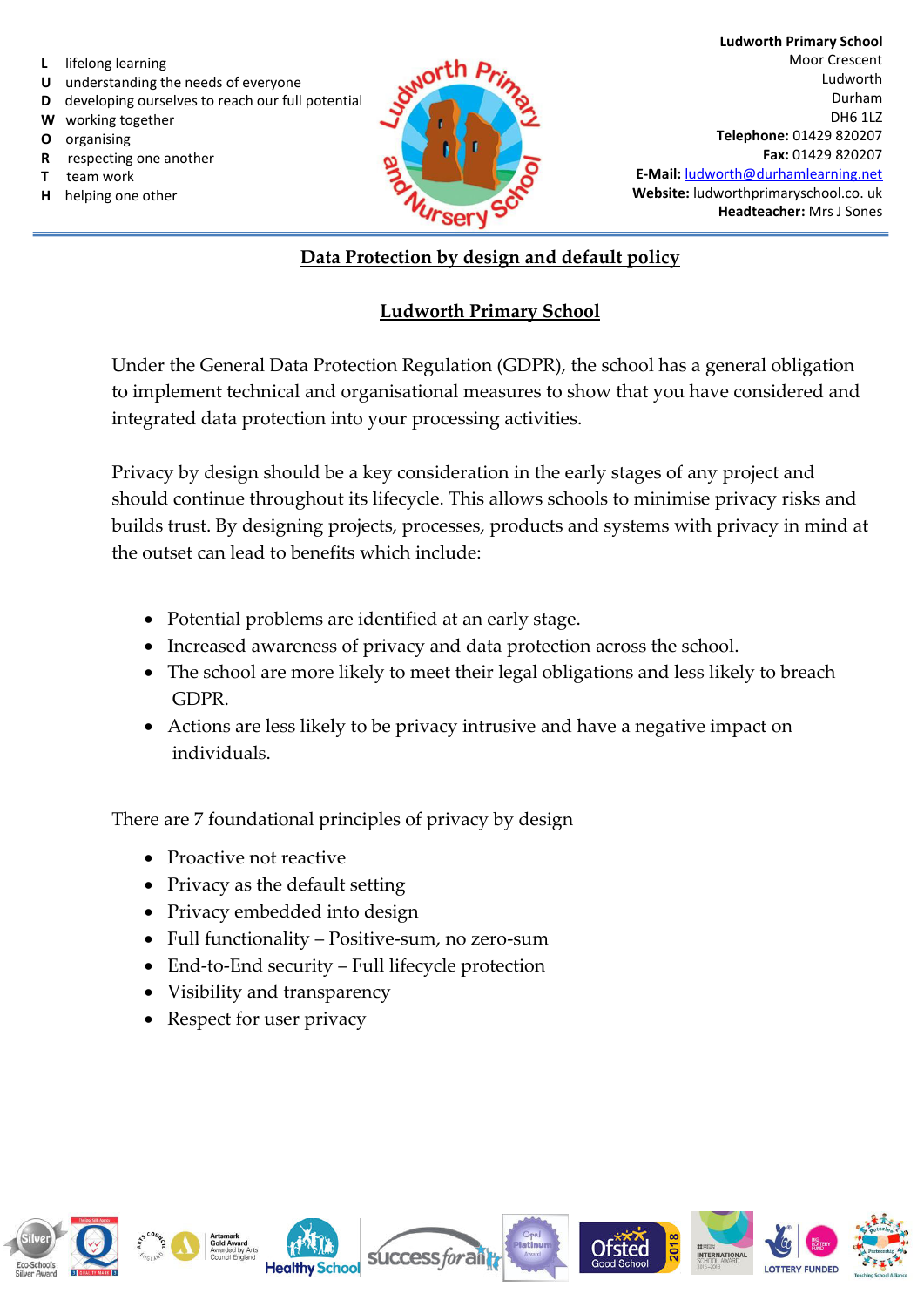L lifelong learning
U understanding the needs of everyone
D developing ourselves to reach our full potential
W working together
O organising
R respecting one another
T team work
H helping one other

**Ludworth Primary School**
Moor Crescent
Ludworth
Durham
DH6 1LZ
**Telephone:** 01429 820207
**Fax:** 01429 820207
**E-Mail:** ludworth@durhamlearning.net
**Website:** ludworthprimaryschool.co. uk
**Headteacher:** Mrs J Sones

# Data Protection by design and default policy

## Ludworth Primary School

Under the General Data Protection Regulation (GDPR), the school has a general obligation to implement technical and organisational measures to show that you have considered and integrated data protection into your processing activities.

Privacy by design should be a key consideration in the early stages of any project and should continue throughout its lifecycle. This allows schools to minimise privacy risks and builds trust. By designing projects, processes, products and systems with privacy in mind at the outset can lead to benefits which include:

- Potential problems are identified at an early stage.
- Increased awareness of privacy and data protection across the school.
- The school are more likely to meet their legal obligations and less likely to breach GDPR.
- Actions are less likely to be privacy intrusive and have a negative impact on individuals.

There are 7 foundational principles of privacy by design

- Proactive not reactive
- Privacy as the default setting
- Privacy embedded into design
- Full functionality – Positive-sum, no zero-sum
- End-to-End security – Full lifecycle protection
- Visibility and transparency
- Respect for user privacy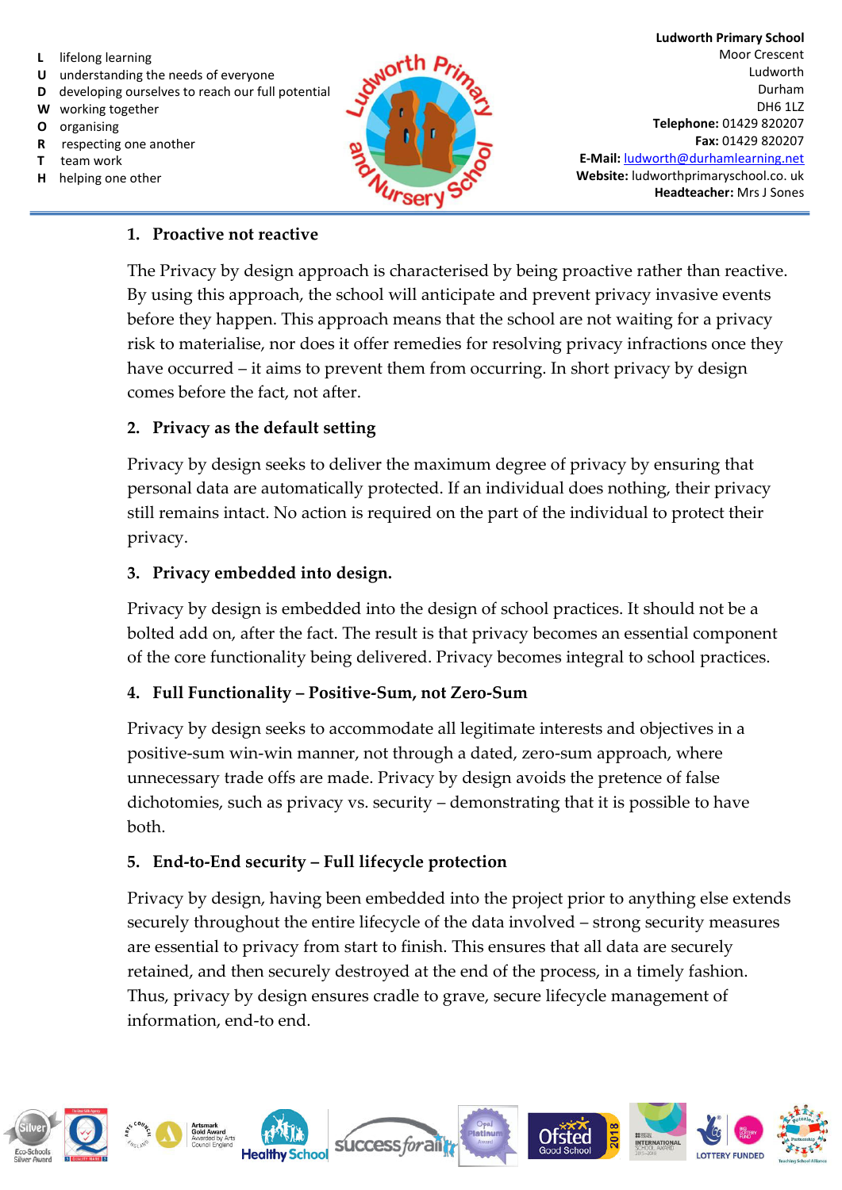## 1. Proactive not reactive

The Privacy by design approach is characterised by being proactive rather than reactive. By using this approach, the school will anticipate and prevent privacy invasive events before they happen. This approach means that the school are not waiting for a privacy risk to materialise, nor does it offer remedies for resolving privacy infractions once they have occurred – it aims to prevent them from occurring. In short privacy by design comes before the fact, not after.

## 2. Privacy as the default setting

Privacy by design seeks to deliver the maximum degree of privacy by ensuring that personal data are automatically protected. If an individual does nothing, their privacy still remains intact. No action is required on the part of the individual to protect their privacy.

## 3. Privacy embedded into design.

Privacy by design is embedded into the design of school practices. It should not be a bolted add on, after the fact. The result is that privacy becomes an essential component of the core functionality being delivered. Privacy becomes integral to school practices.

## 4. Full Functionality – Positive-Sum, not Zero-Sum

Privacy by design seeks to accommodate all legitimate interests and objectives in a positive-sum win-win manner, not through a dated, zero-sum approach, where unnecessary trade offs are made. Privacy by design avoids the pretence of false dichotomies, such as privacy vs. security – demonstrating that it is possible to have both.

## 5. End-to-End security – Full lifecycle protection

Privacy by design, having been embedded into the project prior to anything else extends securely throughout the entire lifecycle of the data involved – strong security measures are essential to privacy from start to finish. This ensures that all data are securely retained, and then securely destroyed at the end of the process, in a timely fashion. Thus, privacy by design ensures cradle to grave, secure lifecycle management of information, end-to end.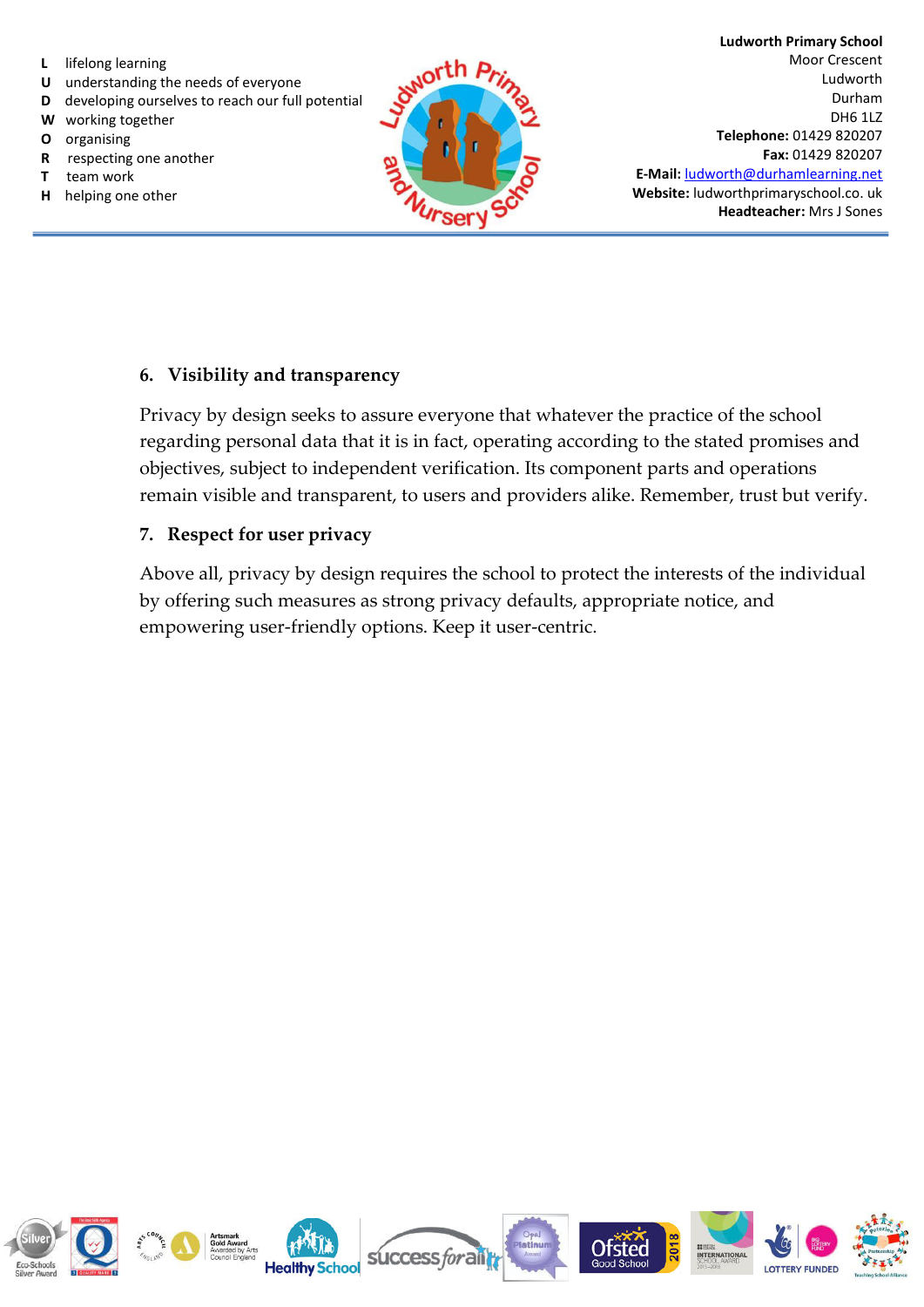## 6. Visibility and transparency

Privacy by design seeks to assure everyone that whatever the practice of the school regarding personal data that it is in fact, operating according to the stated promises and objectives, subject to independent verification. Its component parts and operations remain visible and transparent, to users and providers alike. Remember, trust but verify.

## 7. Respect for user privacy

Above all, privacy by design requires the school to protect the interests of the individual by offering such measures as strong privacy defaults, appropriate notice, and empowering user-friendly options. Keep it user-centric.